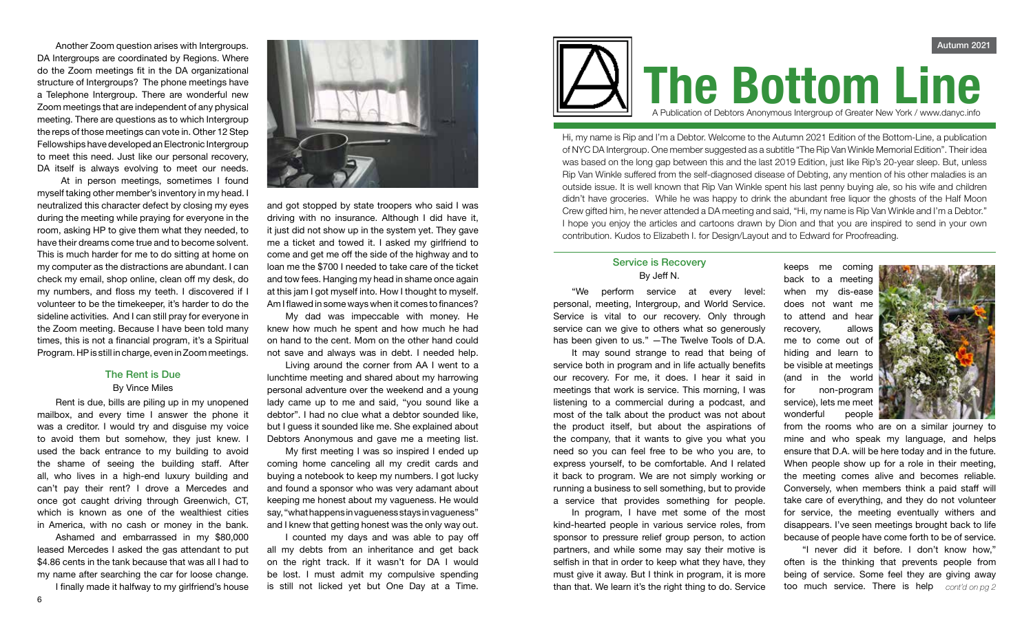Another Zoom question arises with Intergroups. DA Intergroups are coordinated by Regions. Where do the Zoom meetings fit in the DA organizational structure of Intergroups? The phone meetings have a Telephone Intergroup. There are wonderful new Zoom meetings that are independent of any physical meeting. There are questions as to which Intergroup the reps of those meetings can vote in. Other 12 Step Fellowships have developed an Electronic Intergroup to meet this need. Just like our personal recovery, DA itself is always evolving to meet our needs.

At in person meetings, sometimes I found myself taking other member's inventory in my head. I neutralized this character defect by closing my eyes during the meeting while praying for everyone in the room, asking HP to give them what they needed, to have their dreams come true and to become solvent. This is much harder for me to do sitting at home on my computer as the distractions are abundant. I can check my email, shop online, clean off my desk, do my numbers, and floss my teeth. I discovered if I volunteer to be the timekeeper, it's harder to do the sideline activities. And I can still pray for everyone in the Zoom meeting. Because I have been told many times, this is not a financial program, it's a Spiritual Program. HP is still in charge, even in Zoom meetings.

## The Rent is Due

By Vince Miles

Rent is due, bills are piling up in my unopened mailbox, and every time I answer the phone it was a creditor. I would try and disguise my voice to avoid them but somehow, they just knew. I used the back entrance to my building to avoid the shame of seeing the building staff. After all, who lives in a high-end luxury building and can't pay their rent? I drove a Mercedes and once got caught driving through Greenwich, CT, which is known as one of the wealthiest cities in America, with no cash or money in the bank.

Ashamed and embarrassed in my $80,000 leased Mercedes I asked the gas attendant to put $4.86 cents in the tank because that was all I had to my name after searching the car for loose change.

I finally made it halfway to my girlfriend's house and got stopped by state troopers who said I was driving with no insurance. Although I did have it, it just did not show up in the system yet. They gave me a ticket and towed it. I asked my girlfriend to come and get me off the side of the highway and to loan me the $700 I needed to take care of the ticket and tow fees. Hanging my head in shame once again at this jam I got myself into. How I thought to myself. Am I flawed in some ways when it comes to finances?

My dad was impeccable with money. He knew how much he spent and how much he had on hand to the cent. Mom on the other hand could not save and always was in debt. I needed help.

Living around the corner from AA I went to a lunchtime meeting and shared about my harrowing personal adventure over the weekend and a young lady came up to me and said, "you sound like a debtor". I had no clue what a debtor sounded like, but I guess it sounded like me. She explained about Debtors Anonymous and gave me a meeting list.

My first meeting I was so inspired I ended up coming home canceling all my credit cards and buying a notebook to keep my numbers. I got lucky and found a sponsor who was very adamant about keeping me honest about my vagueness. He would say, "what happens in vagueness stays in vagueness" and I knew that getting honest was the only way out.

I counted my days and was able to pay off all my debts from an inheritance and get back on the right track. If it wasn't for DA I would be lost. I must admit my compulsive spending is still not licked yet but One Day at a Time.

Autumn 2021

# The Bottom Line

A Publication of Debtors Anonymous Intergroup of Greater New York / www.danyc.info

Hi, my name is Rip and I'm a Debtor. Welcome to the Autumn 2021 Edition of the Bottom-Line, a publication of NYC DA Intergroup. One member suggested as a subtitle "The Rip Van Winkle Memorial Edition". Their idea was based on the long gap between this and the last 2019 Edition, just like Rip's 20-year sleep. But, unless Rip Van Winkle suffered from the self-diagnosed disease of Debting, any mention of his other maladies is an outside issue. It is well known that Rip Van Winkle spent his last penny buying ale, so his wife and children didn't have groceries. While he was happy to drink the abundant free liquor the ghosts of the Half Moon Crew gifted him, he never attended a DA meeting and said, "Hi, my name is Rip Van Winkle and I'm a Debtor." I hope you enjoy the articles and cartoons drawn by Dion and that you are inspired to send in your own contribution. Kudos to Elizabeth I. for Design/Layout and to Edward for Proofreading.

## Service is Recovery

By Jeff N.

"We perform service at every level: personal, meeting, Intergroup, and World Service. Service is vital to our recovery. Only through service can we give to others what so generously has been given to us." —The Twelve Tools of D.A.

It may sound strange to read that being of service both in program and in life actually benefits our recovery. For me, it does. I hear it said in meetings that work is service. This morning, I was listening to a commercial during a podcast, and most of the talk about the product was not about the product itself, but about the aspirations of the company, that it wants to give you what you need so you can feel free to be who you are, to express yourself, to be comfortable. And I related it back to program. We are not simply working or running a business to sell something, but to provide a service that provides something for people.

In program, I have met some of the most kind-hearted people in various service roles, from sponsor to pressure relief group person, to action partners, and while some may say their motive is selfish in that in order to keep what they have, they must give it away. But I think in program, it is more than that. We learn it's the right thing to do. Service keeps me coming back to a meeting when my dis-ease does not want me to attend and hear recovery, allows me to come out of hiding and learn to be visible at meetings (and in the world for non-program service), lets me meet wonderful people from the rooms who are on a similar journey to mine and who speak my language, and helps ensure that D.A. will be here today and in the future. When people show up for a role in their meeting, the meeting comes alive and becomes reliable. Conversely, when members think a paid staff will take care of everything, and they do not volunteer for service, the meeting eventually withers and disappears. I've seen meetings brought back to life because of people have come forth to be of service.

"I never did it before. I don't know how," often is the thinking that prevents people from being of service. Some feel they are giving away too much service. There is help *cont'd on pg 2*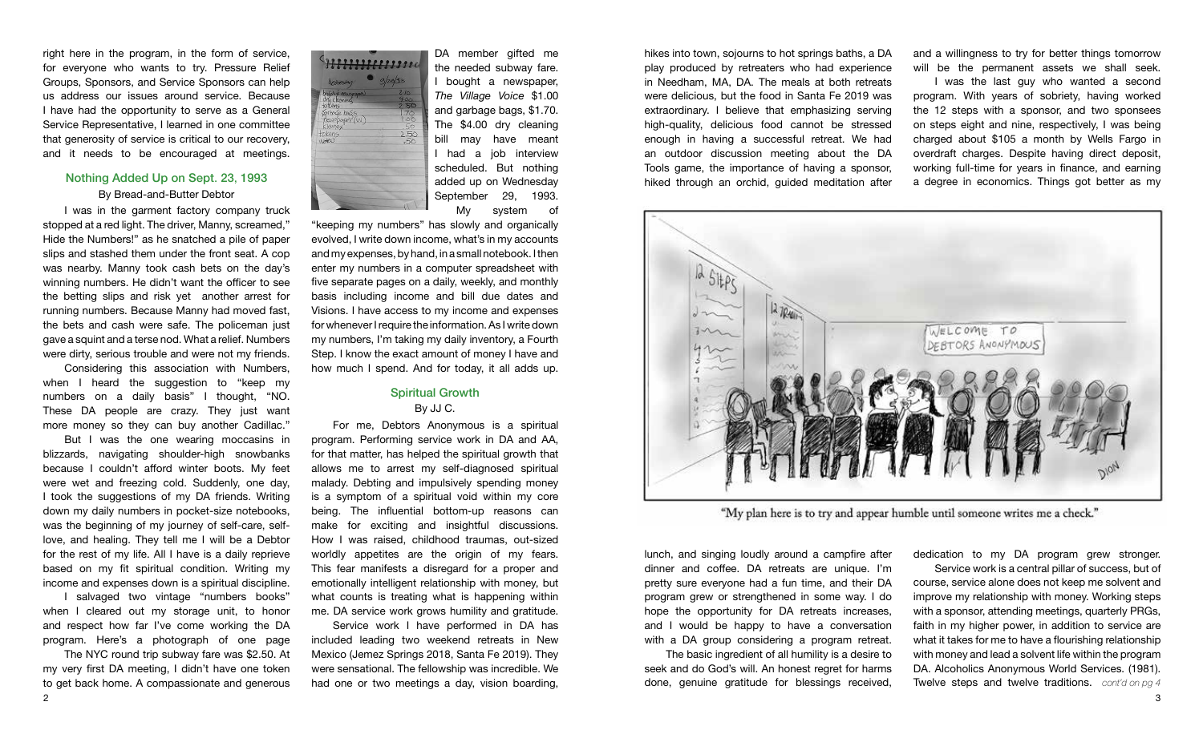right here in the program, in the form of service, for everyone who wants to try. Pressure Relief Groups, Sponsors, and Service Sponsors can help us address our issues around service. Because I have had the opportunity to serve as a General Service Representative, I learned in one committee that generosity of service is critical to our recovery, and it needs to be encouraged at meetings.

## Nothing Added Up on Sept. 23, 1993

By Bread-and-Butter Debtor

I was in the garment factory company truck stopped at a red light. The driver, Manny, screamed," Hide the Numbers!" as he snatched a pile of paper slips and stashed them under the front seat. A cop was nearby. Manny took cash bets on the day's winning numbers. He didn't want the officer to see the betting slips and risk yet another arrest for running numbers. Because Manny had moved fast, the bets and cash were safe. The policeman just gave a squint and a terse nod. What a relief. Numbers were dirty, serious trouble and were not my friends.

Considering this association with Numbers, when I heard the suggestion to "keep my numbers on a daily basis" I thought, "NO. These DA people are crazy. They just want more money so they can buy another Cadillac."

But I was the one wearing moccasins in blizzards, navigating shoulder-high snowbanks because I couldn't afford winter boots. My feet were wet and freezing cold. Suddenly, one day, I took the suggestions of my DA friends. Writing down my daily numbers in pocket-size notebooks, was the beginning of my journey of self-care, self-love, and healing. They tell me I will be a Debtor for the rest of my life. All I have is a daily reprieve based on my fit spiritual condition. Writing my income and expenses down is a spiritual discipline.

I salvaged two vintage "numbers books" when I cleared out my storage unit, to honor and respect how far I've come working the DA program. Here's a photograph of one page

The NYC round trip subway fare was $2.50. At my very first DA meeting, I didn't have one token to get back home. A compassionate and generous DA member gifted me the needed subway fare. I bought a newspaper, *The Village Voice* $1.00 and garbage bags, $1.70. The $4.00 dry cleaning bill may have meant I had a job interview scheduled. But nothing added up on Wednesday September 29, 1993.

My system of "keeping my numbers" has slowly and organically evolved, I write down income, what's in my accounts and my expenses, by hand, in a small notebook. I then enter my numbers in a computer spreadsheet with five separate pages on a daily, weekly, and monthly basis including income and bill due dates and Visions. I have access to my income and expenses for whenever I require the information. As I write down my numbers, I'm taking my daily inventory, a Fourth Step. I know the exact amount of money I have and how much I spend. And for today, it all adds up.

## Spiritual Growth

By JJ C.

For me, Debtors Anonymous is a spiritual program. Performing service work in DA and AA, for that matter, has helped the spiritual growth that allows me to arrest my self-diagnosed spiritual malady. Debting and impulsively spending money is a symptom of a spiritual void within my core being. The influential bottom-up reasons can make for exciting and insightful discussions. How I was raised, childhood traumas, out-sized worldly appetites are the origin of my fears. This fear manifests a disregard for a proper and emotionally intelligent relationship with money, but what counts is treating what is happening within me. DA service work grows humility and gratitude.

Service work I have performed in DA has included leading two weekend retreats in New Mexico (Jemez Springs 2018, Santa Fe 2019). They were sensational. The fellowship was incredible. We had one or two meetings a day, vision boarding, hikes into town, sojourns to hot springs baths, a DA play produced by retreaters who had experience in Needham, MA, DA. The meals at both retreats were delicious, but the food in Santa Fe 2019 was extraordinary. I believe that emphasizing serving high-quality, delicious food cannot be stressed enough in having a successful retreat. We had an outdoor discussion meeting about the DA Tools game, the importance of having a sponsor, hiked through an orchid, guided meditation after lunch, and singing loudly around a campfire after dinner and coffee. DA retreats are unique. I'm pretty sure everyone had a fun time, and their DA program grew or strengthened in some way. I do hope the opportunity for DA retreats increases, and I would be happy to have a conversation with a DA group considering a program retreat.

The basic ingredient of all humility is a desire to seek and do God's will. An honest regret for harms done, genuine gratitude for blessings received, and a willingness to try for better things tomorrow will be the permanent assets we shall seek.

I was the last guy who wanted a second program. With years of sobriety, having worked the 12 steps with a sponsor, and two sponsees on steps eight and nine, respectively, I was being charged about $105 a month by Wells Fargo in overdraft charges. Despite having direct deposit, working full-time for years in finance, and earning a degree in economics. Things got better as my dedication to my DA program grew stronger.

"My plan here is to try and appear humble until someone writes me a check."

Service work is a central pillar of success, but of course, service alone does not keep me solvent and improve my relationship with money. Working steps with a sponsor, attending meetings, quarterly PRGs, faith in my higher power, in addition to service are what it takes for me to have a flourishing relationship with money and lead a solvent life within the program DA. Alcoholics Anonymous World Services. (1981). Twelve steps and twelve traditions. *cont'd on pg 4*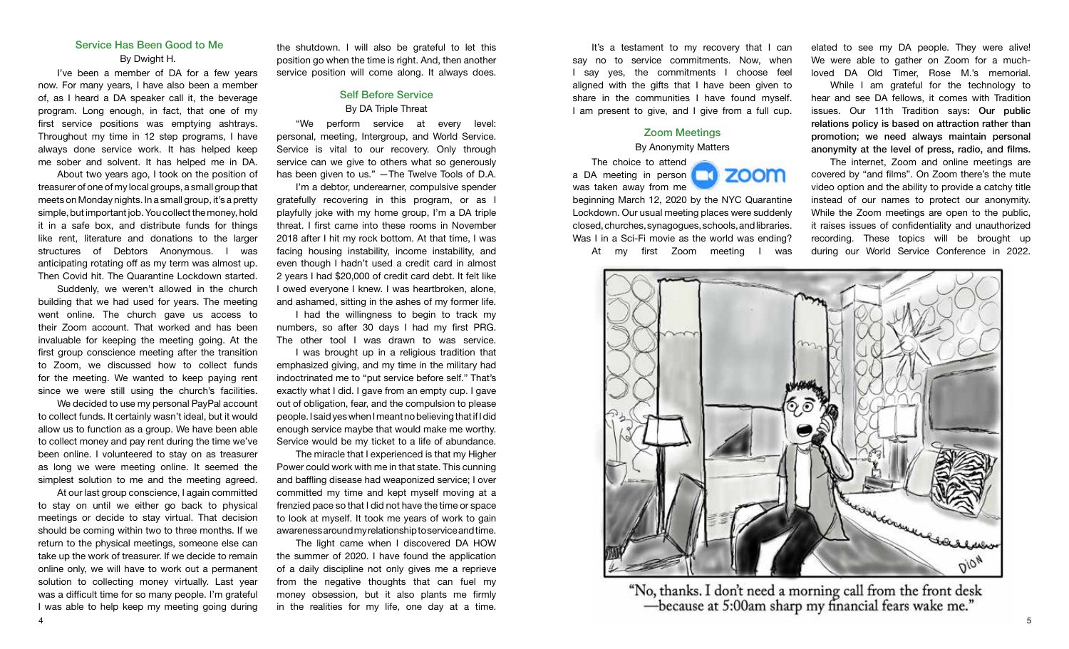### Service Has Been Good to Me

By Dwight H.

I've been a member of DA for a few years now. For many years, I have also been a member of, as I heard a DA speaker call it, the beverage program. Long enough, in fact, that one of my first service positions was emptying ashtrays. Throughout my time in 12 step programs, I have always done service work. It has helped keep me sober and solvent. It has helped me in DA.

About two years ago, I took on the position of treasurer of one of my local groups, a small group that meets on Monday nights. In a small group, it's a pretty simple, but important job. You collect the money, hold it in a safe box, and distribute funds for things like rent, literature and donations to the larger structures of Debtors Anonymous. I was anticipating rotating off as my term was almost up. Then Covid hit. The Quarantine Lockdown started.

Suddenly, we weren't allowed in the church building that we had used for years. The meeting went online. The church gave us access to their Zoom account. That worked and has been invaluable for keeping the meeting going. At the first group conscience meeting after the transition to Zoom, we discussed how to collect funds for the meeting. We wanted to keep paying rent since we were still using the church's facilities.

We decided to use my personal PayPal account to collect funds. It certainly wasn't ideal, but it would allow us to function as a group. We have been able to collect money and pay rent during the time we've been online. I volunteered to stay on as treasurer as long we were meeting online. It seemed the simplest solution to me and the meeting agreed.

At our last group conscience, I again committed to stay on until we either go back to physical meetings or decide to stay virtual. That decision should be coming within two to three months. If we return to the physical meetings, someone else can take up the work of treasurer. If we decide to remain online only, we will have to work out a permanent solution to collecting money virtually. Last year was a difficult time for so many people. I'm grateful I was able to help keep my meeting going during the shutdown. I will also be grateful to let this position go when the time is right. And, then another service position will come along. It always does.

### Self Before Service

By DA Triple Threat

"We perform service at every level: personal, meeting, Intergroup, and World Service. Service is vital to our recovery. Only through service can we give to others what so generously has been given to us." —The Twelve Tools of D.A.

I'm a debtor, underearner, compulsive spender gratefully recovering in this program, or as I playfully joke with my home group, I'm a DA triple threat. I first came into these rooms in November 2018 after I hit my rock bottom. At that time, I was facing housing instability, income instability, and even though I hadn't used a credit card in almost 2 years I had $20,000 of credit card debt. It felt like I owed everyone I knew. I was heartbroken, alone, and ashamed, sitting in the ashes of my former life.

I had the willingness to begin to track my numbers, so after 30 days I had my first PRG. The other tool I was drawn to was service.

I was brought up in a religious tradition that emphasized giving, and my time in the military had indoctrinated me to "put service before self." That's exactly what I did. I gave from an empty cup. I gave out of obligation, fear, and the compulsion to please people. I said yes when I meant no believing that if I did enough service maybe that would make me worthy. Service would be my ticket to a life of abundance.

The miracle that I experienced is that my Higher Power could work with me in that state. This cunning and baffling disease had weaponized service; I over committed my time and kept myself moving at a frenzied pace so that I did not have the time or space to look at myself. It took me years of work to gain awareness around my relationship to service and time.

The light came when I discovered DA HOW the summer of 2020. I have found the application of a daily discipline not only gives me a reprieve from the negative thoughts that can fuel my money obsession, but it also plants me firmly in the realities for my life, one day at a time.

It's a testament to my recovery that I can say no to service commitments. Now, when I say yes, the commitments I choose feel aligned with the gifts that I have been given to share in the communities I have found myself. I am present to give, and I give from a full cup.

### Zoom Meetings

By Anonymity Matters

The choice to attend a DA meeting in person was taken away from me beginning March 12, 2020 by the NYC Quarantine Lockdown. Our usual meeting places were suddenly closed, churches, synagogues, schools, and libraries. Was I in a Sci-Fi movie as the world was ending?

At my first Zoom meeting I was elated to see my DA people. They were alive! We were able to gather on Zoom for a much-loved DA Old Timer, Rose M.'s memorial.

While I am grateful for the technology to hear and see DA fellows, it comes with Tradition issues. Our 11th Tradition says: **Our public relations policy is based on attraction rather than promotion; we need always maintain personal anonymity at the level of press, radio, and films.**

The internet, Zoom and online meetings are covered by "and films". On Zoom there's the mute video option and the ability to provide a catchy title instead of our names to protect our anonymity. While the Zoom meetings are open to the public, it raises issues of confidentiality and unauthorized recording. These topics will be brought up during our World Service Conference in 2022.

"No, thanks. I don't need a morning call from the front desk —because at 5:00am sharp my financial fears wake me."